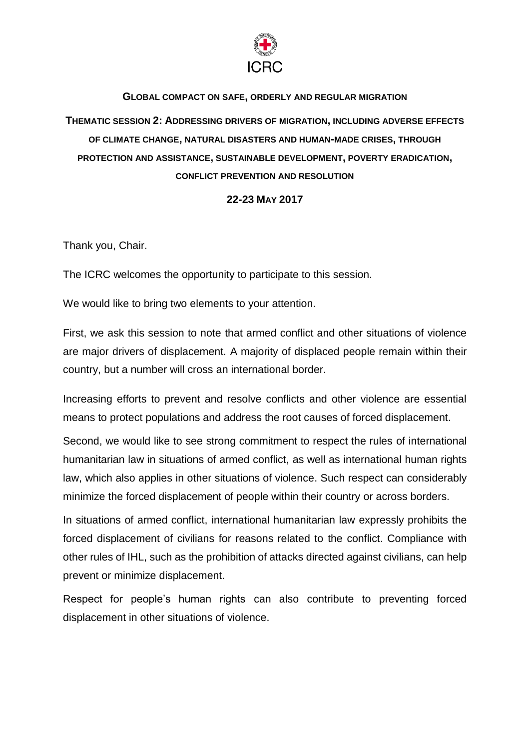ICRC

## Global compact on safe, orderly and regular migration

## Thematic session 2: Addressing drivers of migration, including adverse effects of climate change, natural disasters and human-made crises, through protection and assistance, sustainable development, poverty eradication, conflict prevention and resolution

**22-23 May 2017**

Thank you, Chair.

The ICRC welcomes the opportunity to participate to this session.

We would like to bring two elements to your attention.

First, we ask this session to note that armed conflict and other situations of violence are major drivers of displacement. A majority of displaced people remain within their country, but a number will cross an international border.

Increasing efforts to prevent and resolve conflicts and other violence are essential means to protect populations and address the root causes of forced displacement.

Second, we would like to see strong commitment to respect the rules of international humanitarian law in situations of armed conflict, as well as international human rights law, which also applies in other situations of violence. Such respect can considerably minimize the forced displacement of people within their country or across borders.

In situations of armed conflict, international humanitarian law expressly prohibits the forced displacement of civilians for reasons related to the conflict. Compliance with other rules of IHL, such as the prohibition of attacks directed against civilians, can help prevent or minimize displacement.

Respect for people's human rights can also contribute to preventing forced displacement in other situations of violence.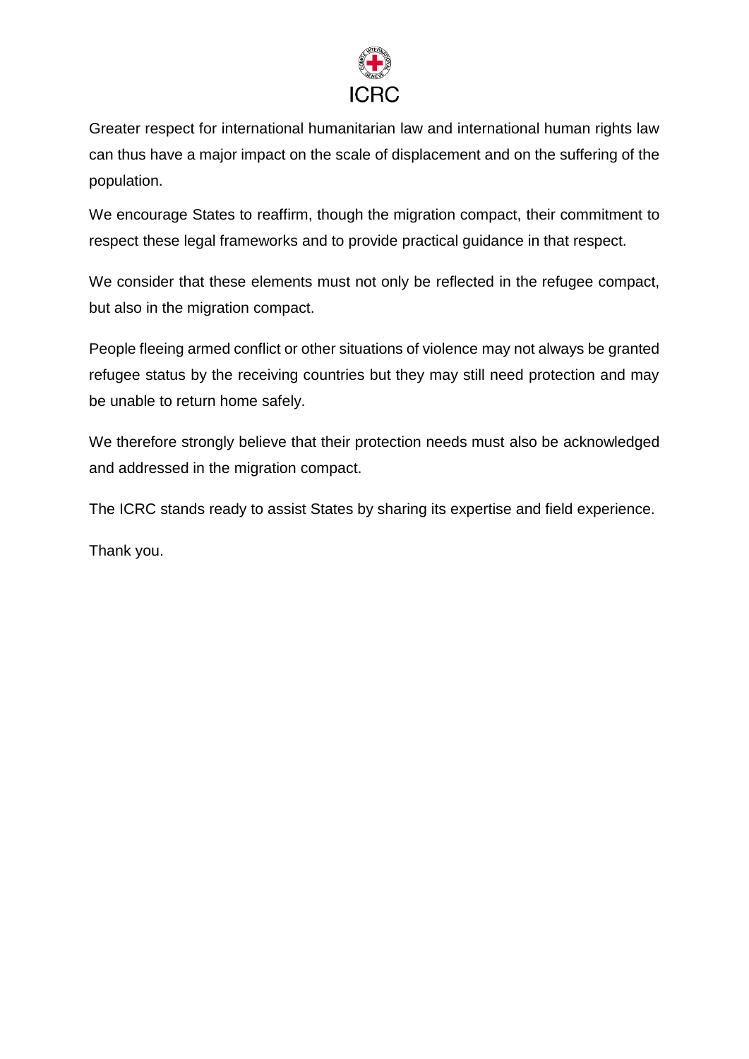Greater respect for international humanitarian law and international human rights law can thus have a major impact on the scale of displacement and on the suffering of the population.

We encourage States to reaffirm, though the migration compact, their commitment to respect these legal frameworks and to provide practical guidance in that respect.

We consider that these elements must not only be reflected in the refugee compact, but also in the migration compact.

People fleeing armed conflict or other situations of violence may not always be granted refugee status by the receiving countries but they may still need protection and may be unable to return home safely.

We therefore strongly believe that their protection needs must also be acknowledged and addressed in the migration compact.

The ICRC stands ready to assist States by sharing its expertise and field experience.

Thank you.